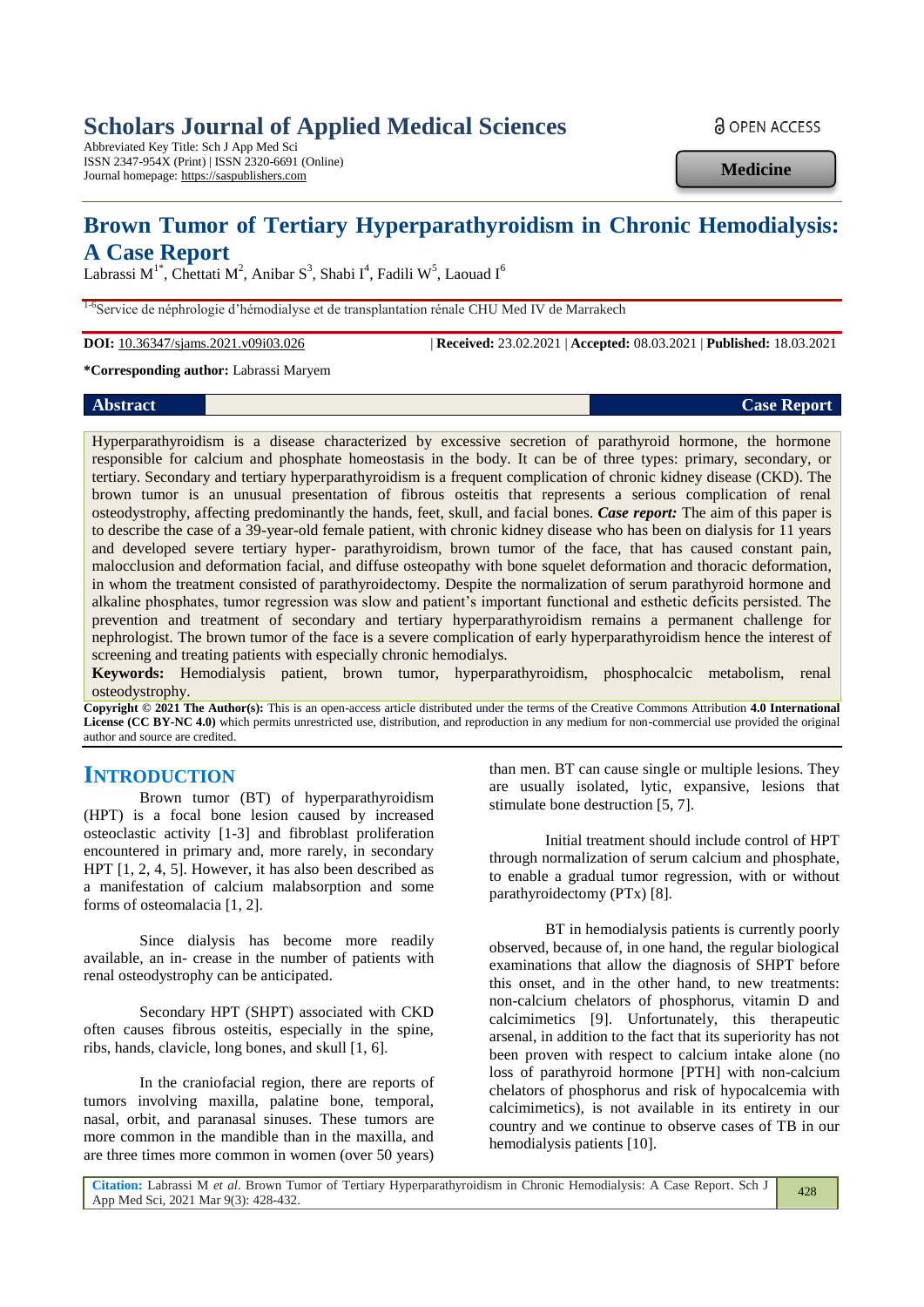# Scholars Journal of Applied Medical Sciences

Abbreviated Key Title: Sch J App Med Sci
ISSN 2347-954X (Print) | ISSN 2320-6691 (Online)
Journal homepage: https://saspublishers.com

OPEN ACCESS

**Medicine**

## Brown Tumor of Tertiary Hyperparathyroidism in Chronic Hemodialysis: A Case Report

Labrassi M[1*], Chettati M[2], Anibar S[3], Shabi I[4], Fadili W[5], Laouad I[6]

[1-6]Service de néphrologie d'hémodialyse et de transplantation rénale CHU Med IV de Marrakech

**DOI:** 10.36347/sjams.2021.v09i03.026 | **Received:** 23.02.2021 | **Accepted:** 08.03.2021 | **Published:** 18.03.2021

***Corresponding author:** Labrassi Maryem

**Abstract** **Case Report**

Hyperparathyroidism is a disease characterized by excessive secretion of parathyroid hormone, the hormone responsible for calcium and phosphate homeostasis in the body. It can be of three types: primary, secondary, or tertiary. Secondary and tertiary hyperparathyroidism is a frequent complication of chronic kidney disease (CKD). The brown tumor is an unusual presentation of fibrous osteitis that represents a serious complication of renal osteodystrophy, affecting predominantly the hands, feet, skull, and facial bones. ***Case report:*** The aim of this paper is to describe the case of a 39-year-old female patient, with chronic kidney disease who has been on dialysis for 11 years and developed severe tertiary hyper- parathyroidism, brown tumor of the face, that has caused constant pain, malocclusion and deformation facial, and diffuse osteopathy with bone squelet deformation and thoracic deformation, in whom the treatment consisted of parathyroidectomy. Despite the normalization of serum parathyroid hormone and alkaline phosphates, tumor regression was slow and patient's important functional and esthetic deficits persisted. The prevention and treatment of secondary and tertiary hyperparathyroidism remains a permanent challenge for nephrologist. The brown tumor of the face is a severe complication of early hyperparathyroidism hence the interest of screening and treating patients with especially chronic hemodialys.

**Keywords:** Hemodialysis patient, brown tumor, hyperparathyroidism, phosphocalcic metabolism, renal osteodystrophy.

**Copyright © 2021 The Author(s):** This is an open-access article distributed under the terms of the Creative Commons Attribution **4.0 International License (CC BY-NC 4.0)** which permits unrestricted use, distribution, and reproduction in any medium for non-commercial use provided the original author and source are credited.

## INTRODUCTION

Brown tumor (BT) of hyperparathyroidism (HPT) is a focal bone lesion caused by increased osteoclastic activity [1-3] and fibroblast proliferation encountered in primary and, more rarely, in secondary HPT [1, 2, 4, 5]. However, it has also been described as a manifestation of calcium malabsorption and some forms of osteomalacia [1, 2].

Since dialysis has become more readily available, an in- crease in the number of patients with renal osteodystrophy can be anticipated.

Secondary HPT (SHPT) associated with CKD often causes fibrous osteitis, especially in the spine, ribs, hands, clavicle, long bones, and skull [1, 6].

In the craniofacial region, there are reports of tumors involving maxilla, palatine bone, temporal, nasal, orbit, and paranasal sinuses. These tumors are more common in the mandible than in the maxilla, and are three times more common in women (over 50 years) than men. BT can cause single or multiple lesions. They are usually isolated, lytic, expansive, lesions that stimulate bone destruction [5, 7].

Initial treatment should include control of HPT through normalization of serum calcium and phosphate, to enable a gradual tumor regression, with or without parathyroidectomy (PTx) [8].

BT in hemodialysis patients is currently poorly observed, because of, in one hand, the regular biological examinations that allow the diagnosis of SHPT before this onset, and in the other hand, to new treatments: non-calcium chelators of phosphorus, vitamin D and calcimimetics [9]. Unfortunately, this therapeutic arsenal, in addition to the fact that its superiority has not been proven with respect to calcium intake alone (no loss of parathyroid hormone [PTH] with non-calcium chelators of phosphorus and risk of hypocalcemia with calcimimetics), is not available in its entirety in our country and we continue to observe cases of TB in our hemodialysis patients [10].

**Citation:** Labrassi M *et al*. Brown Tumor of Tertiary Hyperparathyroidism in Chronic Hemodialysis: A Case Report. Sch J App Med Sci, 2021 Mar 9(3): 428-432.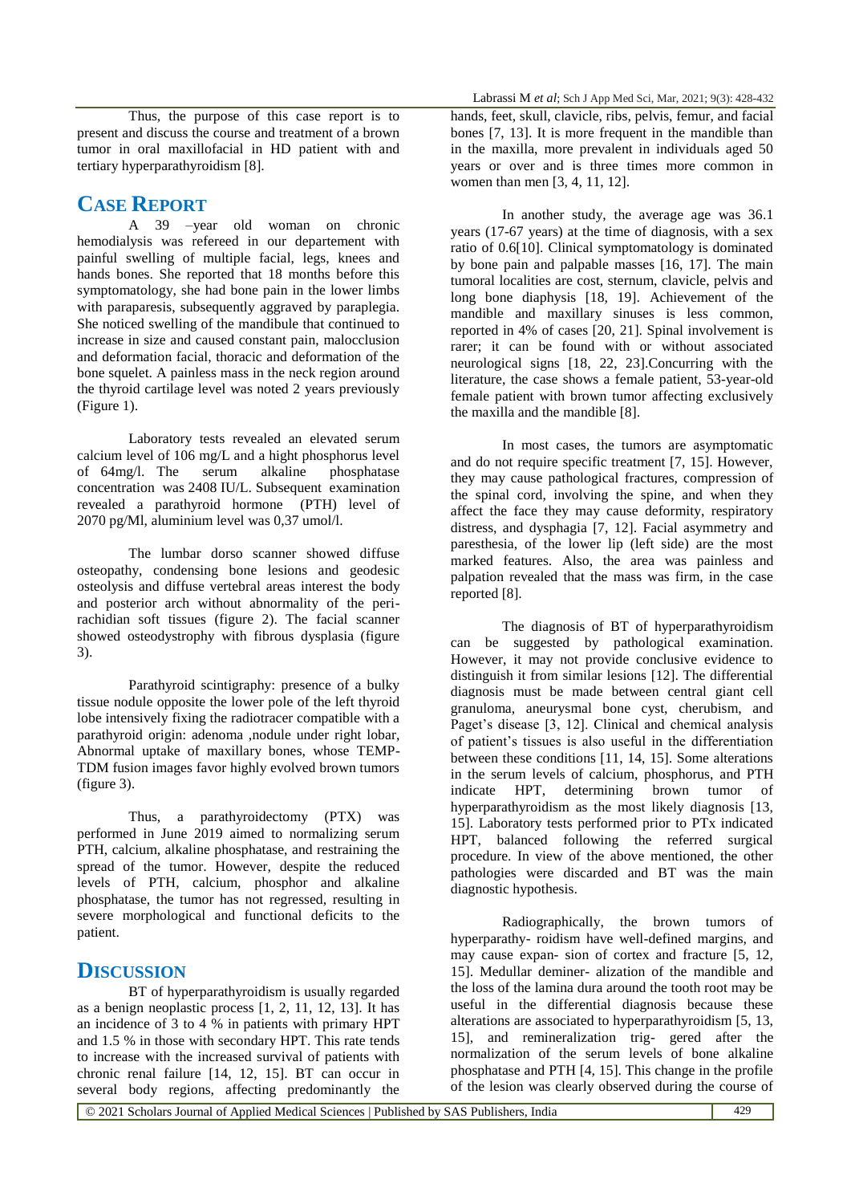Thus, the purpose of this case report is to present and discuss the course and treatment of a brown tumor in oral maxillofacial in HD patient with and tertiary hyperparathyroidism [8].

## Case Report

A 39 –year old woman on chronic hemodialysis was refereed in our departement with painful swelling of multiple facial, legs, knees and hands bones. She reported that 18 months before this symptomatology, she had bone pain in the lower limbs with paraparesis, subsequently aggraved by paraplegia. She noticed swelling of the mandibule that continued to increase in size and caused constant pain, malocclusion and deformation facial, thoracic and deformation of the bone squelet. A painless mass in the neck region around the thyroid cartilage level was noted 2 years previously (Figure 1).

Laboratory tests revealed an elevated serum calcium level of 106 mg/L and a hight phosphorus level of 64mg/l. The serum alkaline phosphatase concentration was 2408 IU/L. Subsequent examination revealed a parathyroid hormone (PTH) level of 2070 pg/Ml, aluminium level was 0,37 umol/l.

The lumbar dorso scanner showed diffuse osteopathy, condensing bone lesions and geodesic osteolysis and diffuse vertebral areas interest the body and posterior arch without abnormality of the peri-rachidian soft tissues (figure 2). The facial scanner showed osteodystrophy with fibrous dysplasia (figure 3).

Parathyroid scintigraphy: presence of a bulky tissue nodule opposite the lower pole of the left thyroid lobe intensively fixing the radiotracer compatible with a parathyroid origin: adenoma ,nodule under right lobar, Abnormal uptake of maxillary bones, whose TEMP-TDM fusion images favor highly evolved brown tumors (figure 3).

Thus, a parathyroidectomy (PTX) was performed in June 2019 aimed to normalizing serum PTH, calcium, alkaline phosphatase, and restraining the spread of the tumor. However, despite the reduced levels of PTH, calcium, phosphor and alkaline phosphatase, the tumor has not regressed, resulting in severe morphological and functional deficits to the patient.

## Discussion

BT of hyperparathyroidism is usually regarded as a benign neoplastic process [1, 2, 11, 12, 13]. It has an incidence of 3 to 4 % in patients with primary HPT and 1.5 % in those with secondary HPT. This rate tends to increase with the increased survival of patients with chronic renal failure [14, 12, 15]. BT can occur in several body regions, affecting predominantly the hands, feet, skull, clavicle, ribs, pelvis, femur, and facial bones [7, 13]. It is more frequent in the mandible than in the maxilla, more prevalent in individuals aged 50 years or over and is three times more common in women than men [3, 4, 11, 12].

In another study, the average age was 36.1 years (17-67 years) at the time of diagnosis, with a sex ratio of 0.6[10]. Clinical symptomatology is dominated by bone pain and palpable masses [16, 17]. The main tumoral localities are cost, sternum, clavicle, pelvis and long bone diaphysis [18, 19]. Achievement of the mandible and maxillary sinuses is less common, reported in 4% of cases [20, 21]. Spinal involvement is rarer; it can be found with or without associated neurological signs [18, 22, 23].Concurring with the literature, the case shows a female patient, 53-year-old female patient with brown tumor affecting exclusively the maxilla and the mandible [8].

In most cases, the tumors are asymptomatic and do not require specific treatment [7, 15]. However, they may cause pathological fractures, compression of the spinal cord, involving the spine, and when they affect the face they may cause deformity, respiratory distress, and dysphagia [7, 12]. Facial asymmetry and paresthesia, of the lower lip (left side) are the most marked features. Also, the area was painless and palpation revealed that the mass was firm, in the case reported [8].

The diagnosis of BT of hyperparathyroidism can be suggested by pathological examination. However, it may not provide conclusive evidence to distinguish it from similar lesions [12]. The differential diagnosis must be made between central giant cell granuloma, aneurysmal bone cyst, cherubism, and Paget's disease [3, 12]. Clinical and chemical analysis of patient's tissues is also useful in the differentiation between these conditions [11, 14, 15]. Some alterations in the serum levels of calcium, phosphorus, and PTH indicate HPT, determining brown tumor of hyperparathyroidism as the most likely diagnosis [13, 15]. Laboratory tests performed prior to PTx indicated HPT, balanced following the referred surgical procedure. In view of the above mentioned, the other pathologies were discarded and BT was the main diagnostic hypothesis.

Radiographically, the brown tumors of hyperparathy- roidism have well-defined margins, and may cause expan- sion of cortex and fracture [5, 12, 15]. Medullar deminer- alization of the mandible and the loss of the lamina dura around the tooth root may be useful in the differential diagnosis because these alterations are associated to hyperparathyroidism [5, 13, 15], and remineralization trig- gered after the normalization of the serum levels of bone alkaline phosphatase and PTH [4, 15]. This change in the profile of the lesion was clearly observed during the course of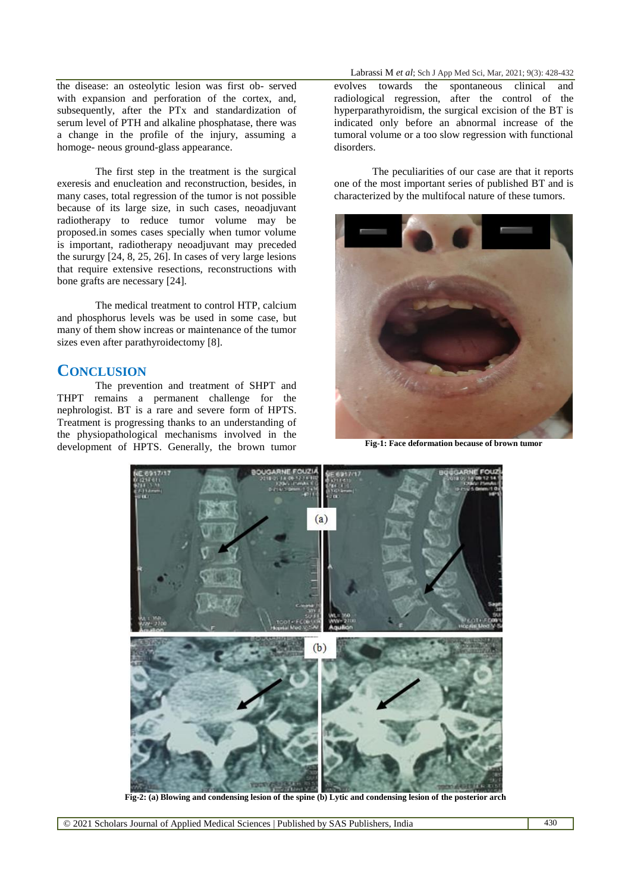the disease: an osteolytic lesion was first ob- served with expansion and perforation of the cortex, and, subsequently, after the PTx and standardization of serum level of PTH and alkaline phosphatase, there was a change in the profile of the injury, assuming a homoge- neous ground-glass appearance.

The first step in the treatment is the surgical exeresis and enucleation and reconstruction, besides, in many cases, total regression of the tumor is not possible because of its large size, in such cases, neoadjuvant radiotherapy to reduce tumor volume may be proposed.in somes cases specially when tumor volume is important, radiotherapy neoadjuvant may preceded the sururgy [24, 8, 25, 26]. In cases of very large lesions that require extensive resections, reconstructions with bone grafts are necessary [24].

The medical treatment to control HTP, calcium and phosphorus levels was be used in some case, but many of them show increas or maintenance of the tumor sizes even after parathyroidectomy [8].

## CONCLUSION

The prevention and treatment of SHPT and THPT remains a permanent challenge for the nephrologist. BT is a rare and severe form of HPTS. Treatment is progressing thanks to an understanding of the physiopathological mechanisms involved in the development of HPTS. Generally, the brown tumor evolves towards the spontaneous clinical and radiological regression, after the control of the hyperparathyroidism, the surgical excision of the BT is indicated only before an abnormal increase of the tumoral volume or a too slow regression with functional disorders.

The peculiarities of our case are that it reports one of the most important series of published BT and is characterized by the multifocal nature of these tumors.

**Fig-1: Face deformation because of brown tumor**

**Fig-2: (a) Blowing and condensing lesion of the spine (b) Lytic and condensing lesion of the posterior arch**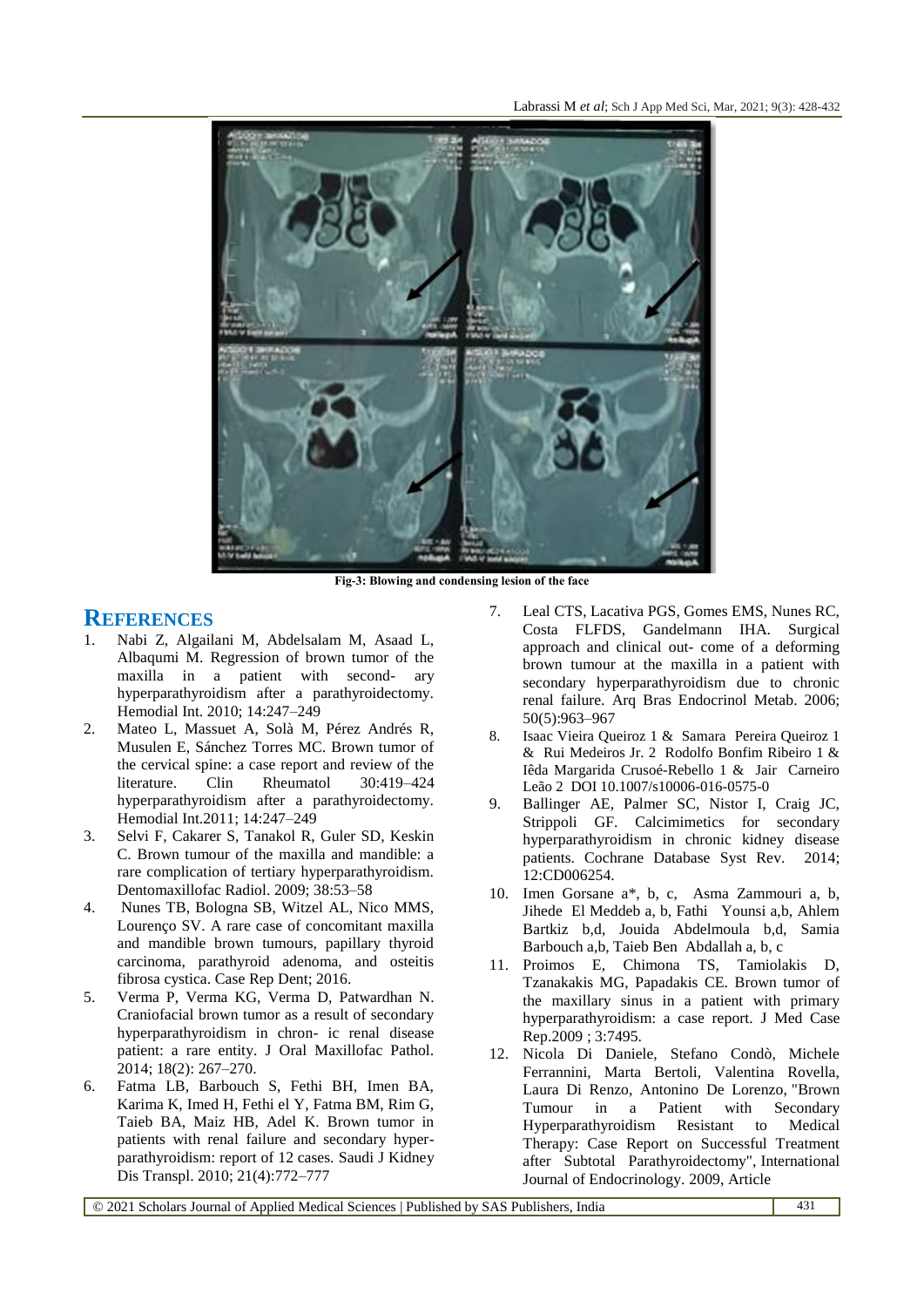Fig-3: Blowing and condensing lesion of the face

## REFERENCES

1. Nabi Z, Algailani M, Abdelsalam M, Asaad L, Albaqumi M. Regression of brown tumor of the maxilla in a patient with second- ary hyperparathyroidism after a parathyroidectomy. Hemodial Int. 2010; 14:247–249
2. Mateo L, Massuet A, Solà M, Pérez Andrés R, Musulen E, Sánchez Torres MC. Brown tumor of the cervical spine: a case report and review of the literature. Clin Rheumatol 30:419–424 hyperparathyroidism after a parathyroidectomy. Hemodial Int.2011; 14:247–249
3. Selvi F, Cakarer S, Tanakol R, Guler SD, Keskin C. Brown tumour of the maxilla and mandible: a rare complication of tertiary hyperparathyroidism. Dentomaxillofac Radiol. 2009; 38:53–58
4. Nunes TB, Bologna SB, Witzel AL, Nico MMS, Lourenço SV. A rare case of concomitant maxilla and mandible brown tumours, papillary thyroid carcinoma, parathyroid adenoma, and osteitis fibrosa cystica. Case Rep Dent; 2016.
5. Verma P, Verma KG, Verma D, Patwardhan N. Craniofacial brown tumor as a result of secondary hyperparathyroidism in chron- ic renal disease patient: a rare entity. J Oral Maxillofac Pathol. 2014; 18(2): 267–270.
6. Fatma LB, Barbouch S, Fethi BH, Imen BA, Karima K, Imed H, Fethi el Y, Fatma BM, Rim G, Taieb BA, Maiz HB, Adel K. Brown tumor in patients with renal failure and secondary hyper- parathyroidism: report of 12 cases. Saudi J Kidney Dis Transpl. 2010; 21(4):772–777
7. Leal CTS, Lacativa PGS, Gomes EMS, Nunes RC, Costa FLFDS, Gandelmann IHA. Surgical approach and clinical out- come of a deforming brown tumour at the maxilla in a patient with secondary hyperparathyroidism due to chronic renal failure. Arq Bras Endocrinol Metab. 2006; 50(5):963–967
8. Isaac Vieira Queiroz 1 & Samara Pereira Queiroz 1 & Rui Medeiros Jr. 2 Rodolfo Bonfim Ribeiro 1 & Iêda Margarida Crusoé-Rebello 1 & Jair Carneiro Leão 2 DOI 10.1007/s10006-016-0575-0
9. Ballinger AE, Palmer SC, Nistor I, Craig JC, Strippoli GF. Calcimimetics for secondary hyperparathyroidism in chronic kidney disease patients. Cochrane Database Syst Rev. 2014; 12:CD006254.
10. Imen Gorsane a*, b, c, Asma Zammouri a, b, Jihede El Meddeb a, b, Fathi Younsi a,b, Ahlem Bartkiz b,d, Jouida Abdelmoula b,d, Samia Barbouch a,b, Taieb Ben Abdallah a, b, c
11. Proimos E, Chimona TS, Tamiolakis D, Tzanakakis MG, Papadakis CE. Brown tumor of the maxillary sinus in a patient with primary hyperparathyroidism: a case report. J Med Case Rep.2009 ; 3:7495.
12. Nicola Di Daniele, Stefano Condò, Michele Ferrannini, Marta Bertoli, Valentina Rovella, Laura Di Renzo, Antonino De Lorenzo, "Brown Tumour in a Patient with Secondary Hyperparathyroidism Resistant to Medical Therapy: Case Report on Successful Treatment after Subtotal Parathyroidectomy", International Journal of Endocrinology. 2009, Article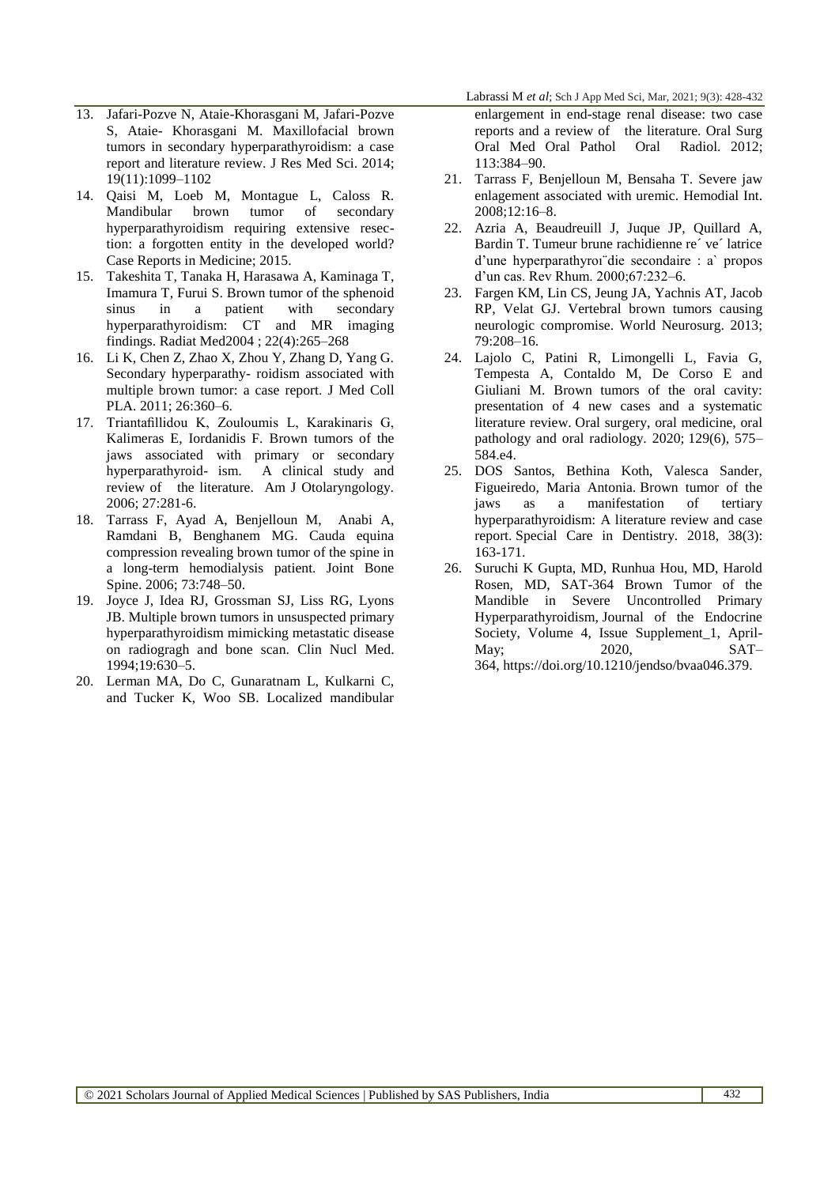13. Jafari-Pozve N, Ataie-Khorasgani M, Jafari-Pozve S, Ataie- Khorasgani M. Maxillofacial brown tumors in secondary hyperparathyroidism: a case report and literature review. J Res Med Sci. 2014; 19(11):1099–1102
14. Qaisi M, Loeb M, Montague L, Caloss R. Mandibular brown tumor of secondary hyperparathyroidism requiring extensive resection: a forgotten entity in the developed world? Case Reports in Medicine; 2015.
15. Takeshita T, Tanaka H, Harasawa A, Kaminaga T, Imamura T, Furui S. Brown tumor of the sphenoid sinus in a patient with secondary hyperparathyroidism: CT and MR imaging findings. Radiat Med2004 ; 22(4):265–268
16. Li K, Chen Z, Zhao X, Zhou Y, Zhang D, Yang G. Secondary hyperparathy- roidism associated with multiple brown tumor: a case report. J Med Coll PLA. 2011; 26:360–6.
17. Triantafillidou K, Zouloumis L, Karakinaris G, Kalimeras E, Iordanidis F. Brown tumors of the jaws associated with primary or secondary hyperparathyroid- ism. A clinical study and review of the literature. Am J Otolaryngology. 2006; 27:281-6.
18. Tarrass F, Ayad A, Benjelloun M, Anabi A, Ramdani B, Benghanem MG. Cauda equina compression revealing brown tumor of the spine in a long-term hemodialysis patient. Joint Bone Spine. 2006; 73:748–50.
19. Joyce J, Idea RJ, Grossman SJ, Liss RG, Lyons JB. Multiple brown tumors in unsuspected primary hyperparathyroidism mimicking metastatic disease on radiogragh and bone scan. Clin Nucl Med. 1994;19:630–5.
20. Lerman MA, Do C, Gunaratnam L, Kulkarni C, and Tucker K, Woo SB. Localized mandibular enlargement in end-stage renal disease: two case reports and a review of the literature. Oral Surg Oral Med Oral Pathol Oral Radiol. 2012; 113:384–90.
21. Tarrass F, Benjelloun M, Bensaha T. Severe jaw enlagement associated with uremic. Hemodial Int. 2008;12:16–8.
22. Azria A, Beaudreuill J, Juque JP, Quillard A, Bardin T. Tumeur brune rachidienne re´ ve´ latrice d'une hyperparathyroı¨die secondaire : a` propos d'un cas. Rev Rhum. 2000;67:232–6.
23. Fargen KM, Lin CS, Jeung JA, Yachnis AT, Jacob RP, Velat GJ. Vertebral brown tumors causing neurologic compromise. World Neurosurg. 2013; 79:208–16.
24. Lajolo C, Patini R, Limongelli L, Favia G, Tempesta A, Contaldo M, De Corso E and Giuliani M. Brown tumors of the oral cavity: presentation of 4 new cases and a systematic literature review. Oral surgery, oral medicine, oral pathology and oral radiology. 2020; 129(6), 575–584.e4.
25. DOS Santos, Bethina Koth, Valesca Sander, Figueiredo, Maria Antonia. Brown tumor of the jaws as a manifestation of tertiary hyperparathyroidism: A literature review and case report. Special Care in Dentistry. 2018, 38(3): 163-171.
26. Suruchi K Gupta, MD, Runhua Hou, MD, Harold Rosen, MD, SAT-364 Brown Tumor of the Mandible in Severe Uncontrolled Primary Hyperparathyroidism, Journal of the Endocrine Society, Volume 4, Issue Supplement_1, April-May; 2020, SAT–364, https://doi.org/10.1210/jendso/bvaa046.379.